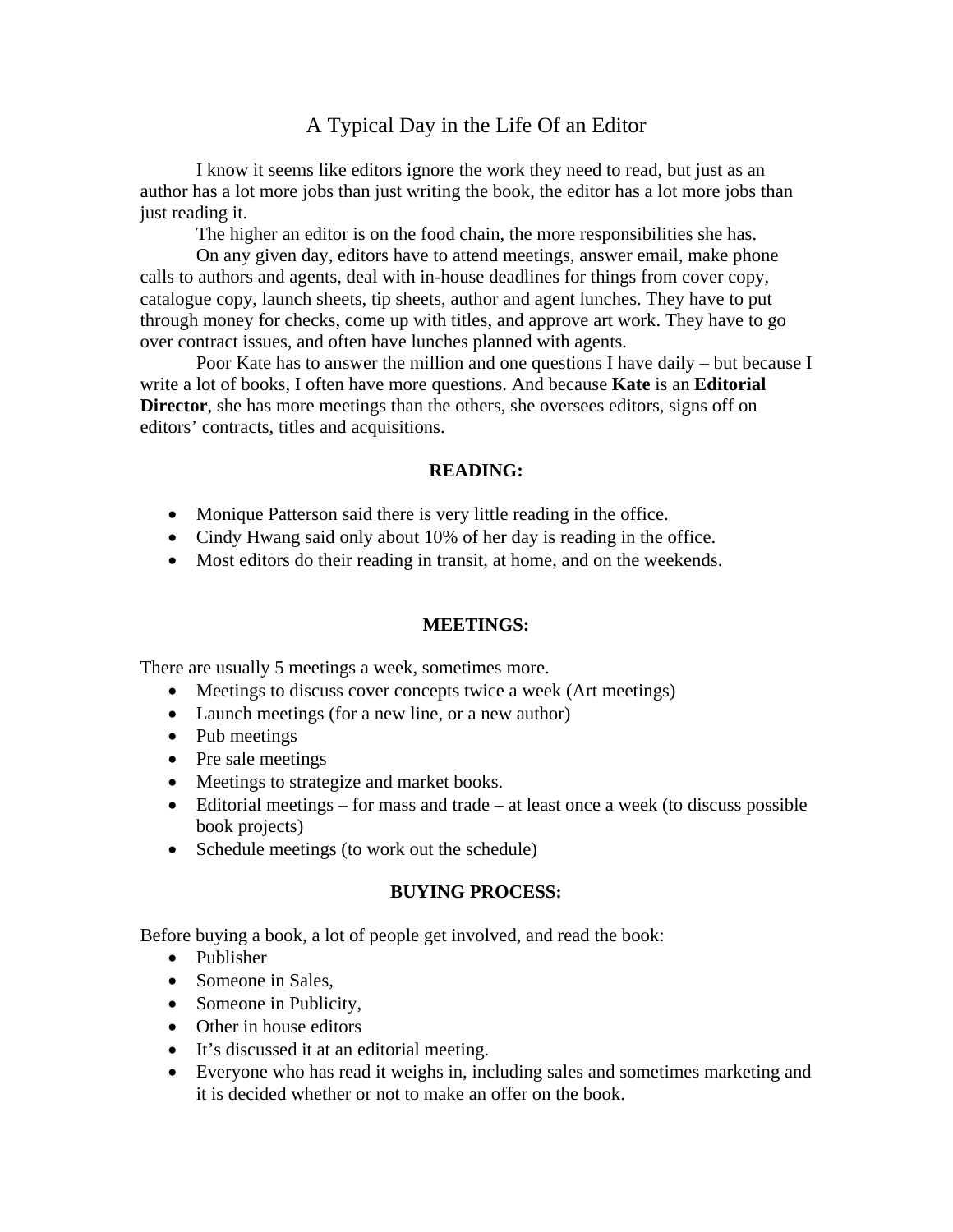# A Typical Day in the Life Of an Editor

I know it seems like editors ignore the work they need to read, but just as an author has a lot more jobs than just writing the book, the editor has a lot more jobs than just reading it.

The higher an editor is on the food chain, the more responsibilities she has.

On any given day, editors have to attend meetings, answer email, make phone calls to authors and agents, deal with in-house deadlines for things from cover copy, catalogue copy, launch sheets, tip sheets, author and agent lunches. They have to put through money for checks, come up with titles, and approve art work. They have to go over contract issues, and often have lunches planned with agents.

Poor Kate has to answer the million and one questions I have daily – but because I write a lot of books, I often have more questions. And because **Kate** is an **Editorial Director**, she has more meetings than the others, she oversees editors, signs off on editors' contracts, titles and acquisitions.

## READING:

- Monique Patterson said there is very little reading in the office.
- Cindy Hwang said only about 10% of her day is reading in the office.
- Most editors do their reading in transit, at home, and on the weekends.

## MEETINGS:

There are usually 5 meetings a week, sometimes more.

- Meetings to discuss cover concepts twice a week (Art meetings)
- Launch meetings (for a new line, or a new author)
- Pub meetings
- Pre sale meetings
- Meetings to strategize and market books.
- Editorial meetings – for mass and trade – at least once a week (to discuss possible book projects)
- Schedule meetings (to work out the schedule)

## BUYING PROCESS:

Before buying a book, a lot of people get involved, and read the book:

- Publisher
- Someone in Sales,
- Someone in Publicity,
- Other in house editors
- It's discussed it at an editorial meeting.
- Everyone who has read it weighs in, including sales and sometimes marketing and it is decided whether or not to make an offer on the book.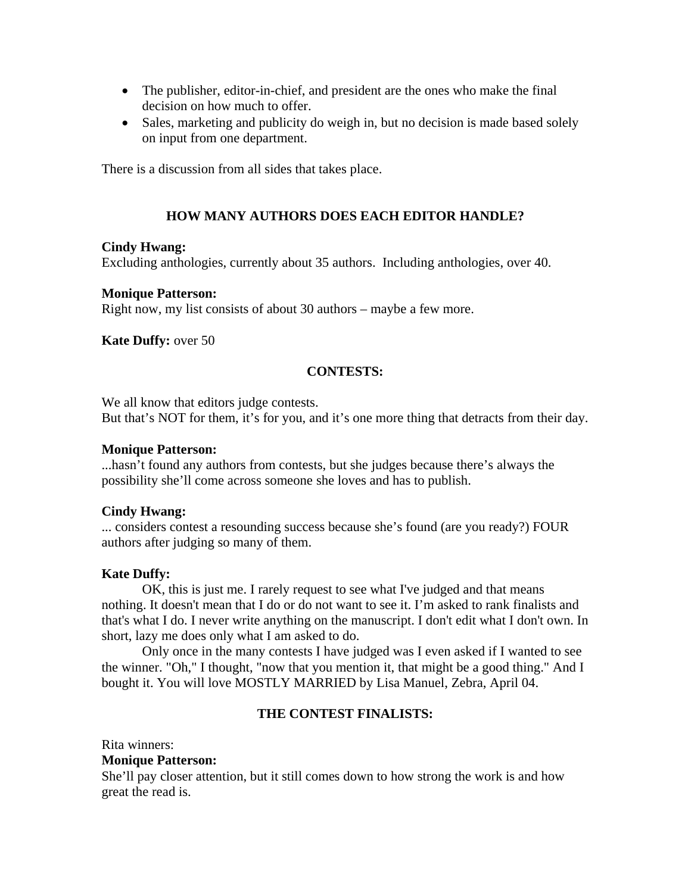- The publisher, editor-in-chief, and president are the ones who make the final decision on how much to offer.
- Sales, marketing and publicity do weigh in, but no decision is made based solely on input from one department.

There is a discussion from all sides that takes place.

## HOW MANY AUTHORS DOES EACH EDITOR HANDLE?

**Cindy Hwang:**
Excluding anthologies, currently about 35 authors. Including anthologies, over 40.

**Monique Patterson:**
Right now, my list consists of about 30 authors – maybe a few more.

**Kate Duffy:** over 50

## CONTESTS:

We all know that editors judge contests.
But that's NOT for them, it's for you, and it's one more thing that detracts from their day.

**Monique Patterson:**
...hasn't found any authors from contests, but she judges because there's always the possibility she'll come across someone she loves and has to publish.

**Cindy Hwang:**
... considers contest a resounding success because she's found (are you ready?) FOUR authors after judging so many of them.

**Kate Duffy:**

OK, this is just me. I rarely request to see what I've judged and that means nothing. It doesn't mean that I do or do not want to see it. I'm asked to rank finalists and that's what I do. I never write anything on the manuscript. I don't edit what I don't own. In short, lazy me does only what I am asked to do.

Only once in the many contests I have judged was I even asked if I wanted to see the winner. "Oh," I thought, "now that you mention it, that might be a good thing." And I bought it. You will love MOSTLY MARRIED by Lisa Manuel, Zebra, April 04.

## THE CONTEST FINALISTS:

Rita winners:

**Monique Patterson:**
She'll pay closer attention, but it still comes down to how strong the work is and how great the read is.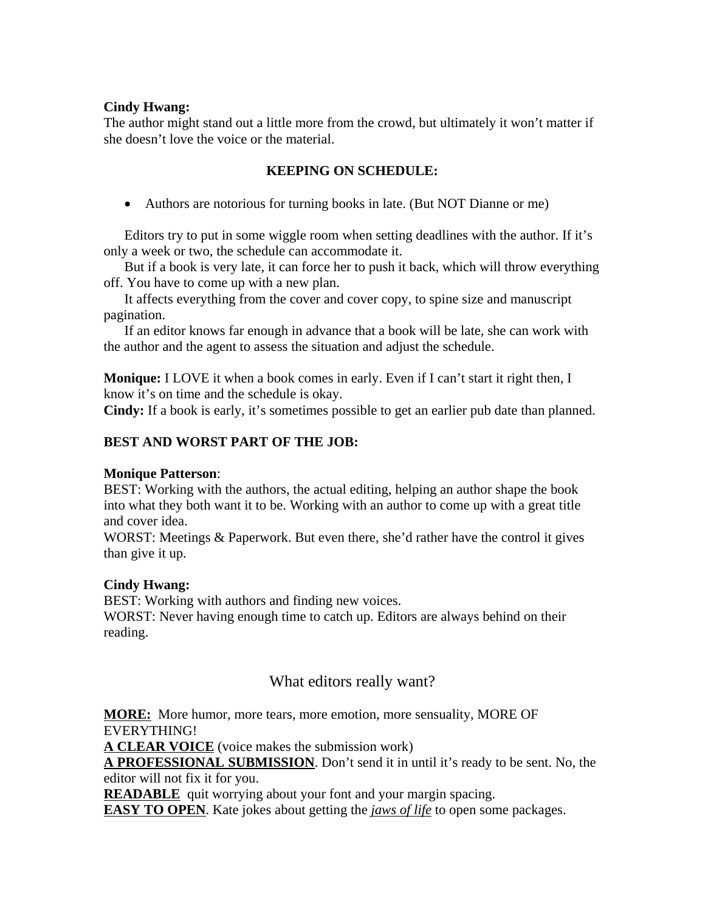**Cindy Hwang:**
The author might stand out a little more from the crowd, but ultimately it won't matter if she doesn't love the voice or the material.

## KEEPING ON SCHEDULE:

- Authors are notorious for turning books in late. (But NOT Dianne or me)

Editors try to put in some wiggle room when setting deadlines with the author. If it's only a week or two, the schedule can accommodate it.

But if a book is very late, it can force her to push it back, which will throw everything off. You have to come up with a new plan.

It affects everything from the cover and cover copy, to spine size and manuscript pagination.

If an editor knows far enough in advance that a book will be late, she can work with the author and the agent to assess the situation and adjust the schedule.

**Monique:** I LOVE it when a book comes in early. Even if I can't start it right then, I know it's on time and the schedule is okay.
**Cindy:** If a book is early, it's sometimes possible to get an earlier pub date than planned.

## BEST AND WORST PART OF THE JOB:

**Monique Patterson**:
BEST: Working with the authors, the actual editing, helping an author shape the book into what they both want it to be. Working with an author to come up with a great title and cover idea.
WORST: Meetings & Paperwork. But even there, she'd rather have the control it gives than give it up.

**Cindy Hwang:**
BEST: Working with authors and finding new voices.
WORST: Never having enough time to catch up. Editors are always behind on their reading.

## What editors really want?

**MORE:** More humor, more tears, more emotion, more sensuality, MORE OF EVERYTHING!
**A CLEAR VOICE** (voice makes the submission work)
**A PROFESSIONAL SUBMISSION**. Don't send it in until it's ready to be sent. No, the editor will not fix it for you.
**READABLE** quit worrying about your font and your margin spacing.
**EASY TO OPEN**. Kate jokes about getting the *jaws of life* to open some packages.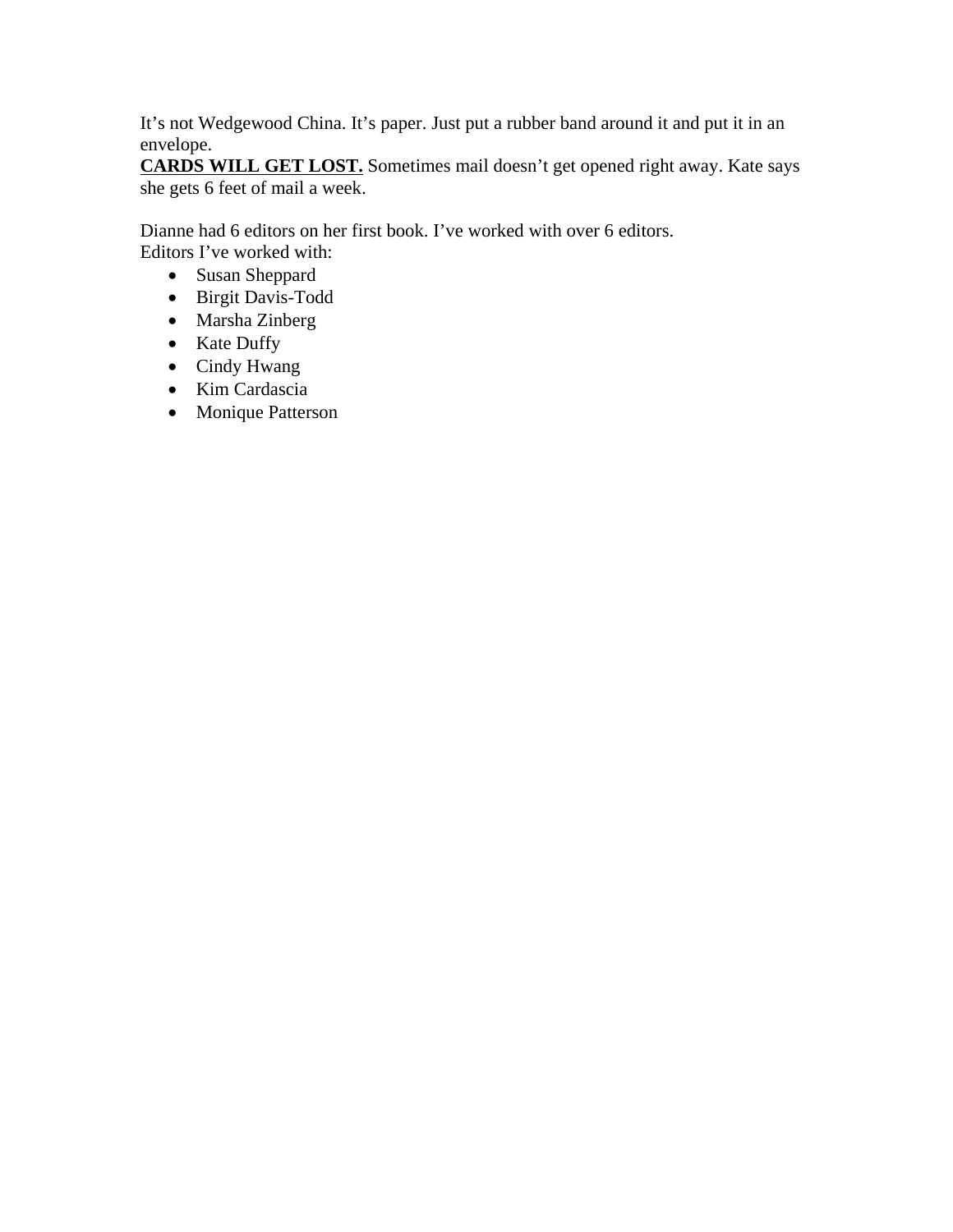It's not Wedgewood China. It's paper. Just put a rubber band around it and put it in an envelope.

**<u>CARDS WILL GET LOST.</u>** Sometimes mail doesn't get opened right away. Kate says she gets 6 feet of mail a week.

Dianne had 6 editors on her first book. I've worked with over 6 editors.
Editors I've worked with:

- Susan Sheppard
- Birgit Davis-Todd
- Marsha Zinberg
- Kate Duffy
- Cindy Hwang
- Kim Cardascia
- Monique Patterson